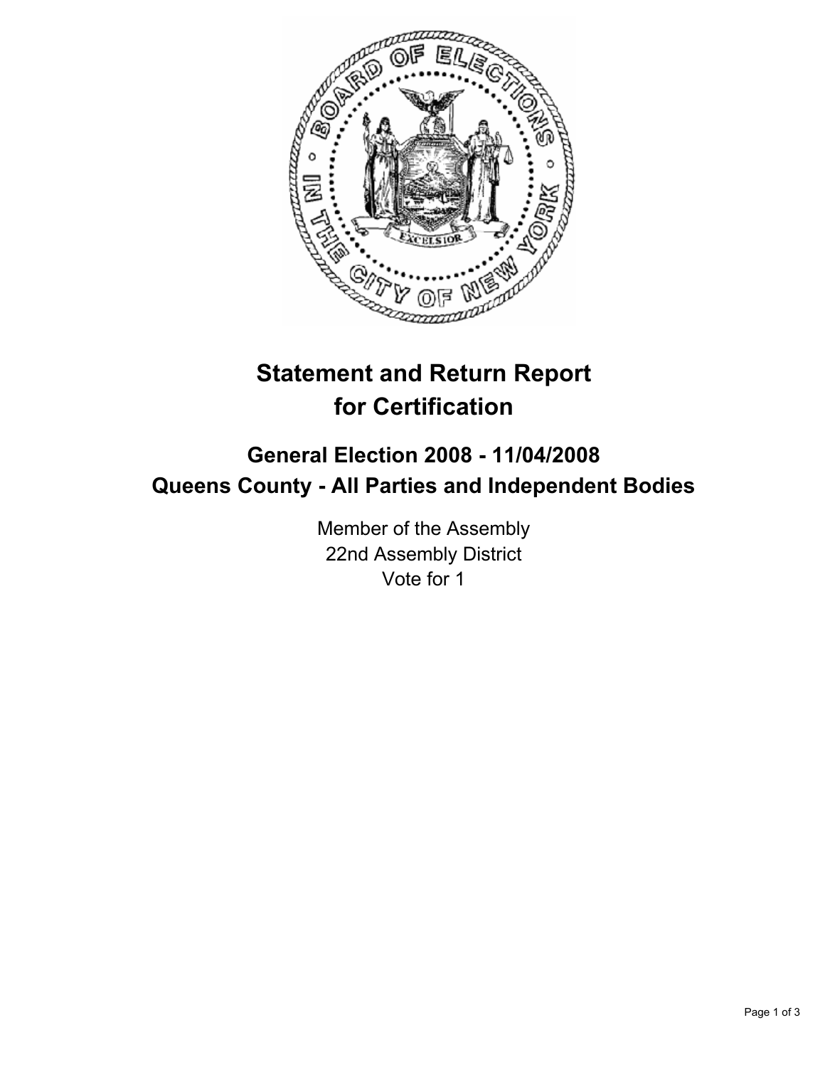# Statement and Return Report for Certification

## General Election 2008 - 11/04/2008
## Queens County - All Parties and Independent Bodies

Member of the Assembly
22nd Assembly District
Vote for 1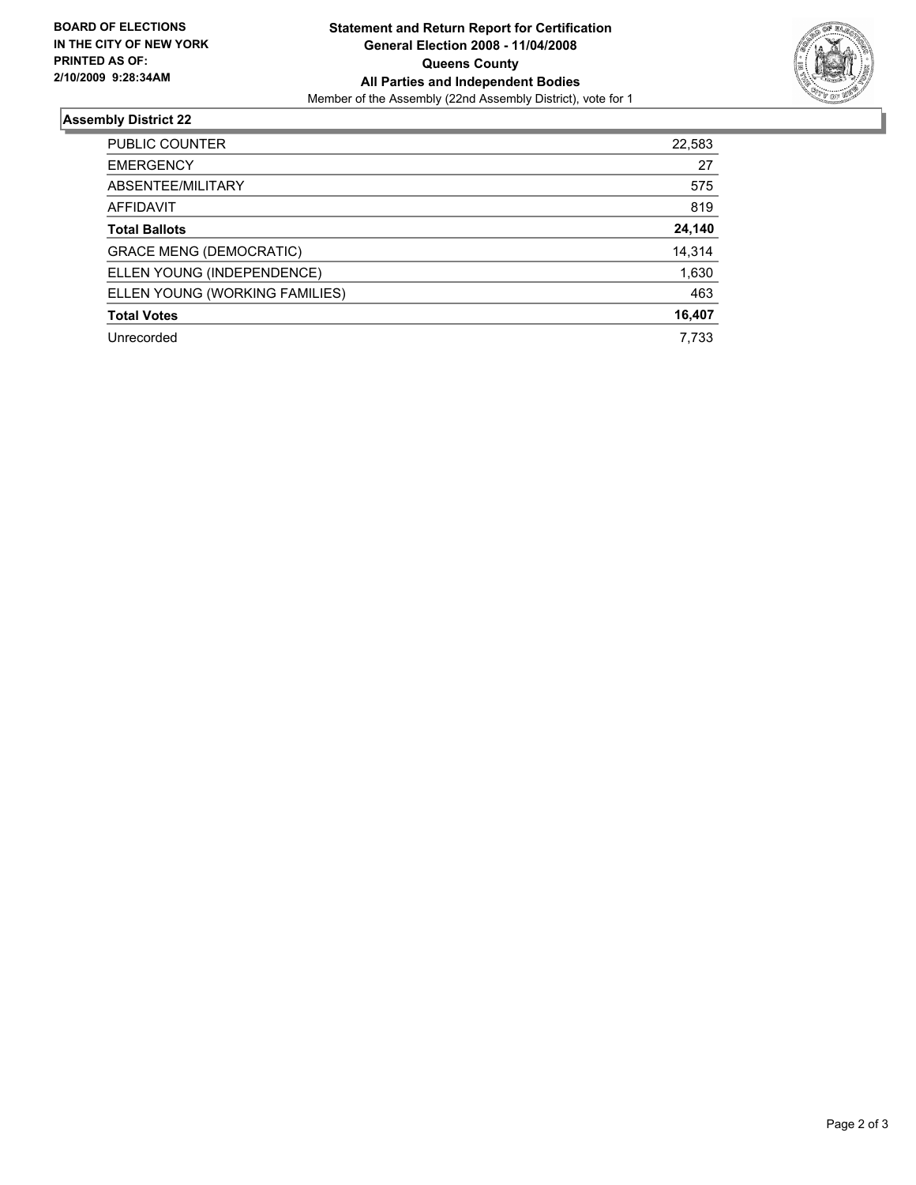**BOARD OF ELECTIONS IN THE CITY OF NEW YORK PRINTED AS OF: 2/10/2009 9:28:34AM**

**Statement and Return Report for Certification**
**General Election 2008 - 11/04/2008**
**Queens County**
**All Parties and Independent Bodies**
Member of the Assembly (22nd Assembly District), vote for 1

## Assembly District 22

| | |
|---|---|
| PUBLIC COUNTER | 22,583 |
| EMERGENCY | 27 |
| ABSENTEE/MILITARY | 575 |
| AFFIDAVIT | 819 |
| **Total Ballots** | **24,140** |
| GRACE MENG (DEMOCRATIC) | 14,314 |
| ELLEN YOUNG (INDEPENDENCE) | 1,630 |
| ELLEN YOUNG (WORKING FAMILIES) | 463 |
| **Total Votes** | **16,407** |
| Unrecorded | 7,733 |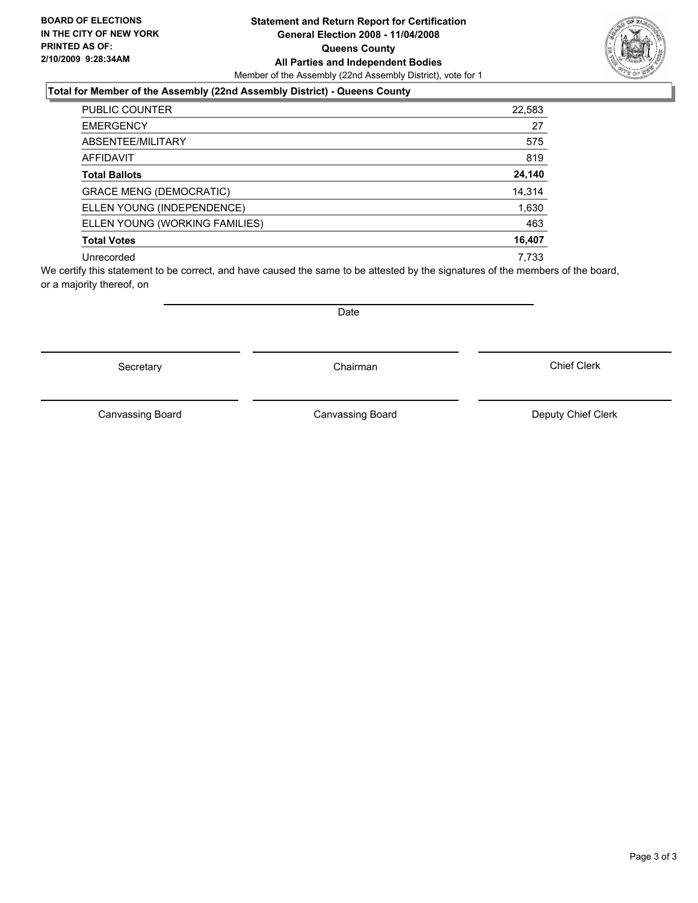**BOARD OF ELECTIONS IN THE CITY OF NEW YORK PRINTED AS OF: 2/10/2009 9:28:34AM**

**Statement and Return Report for Certification**
**General Election 2008 - 11/04/2008**
**Queens County**
**All Parties and Independent Bodies**
Member of the Assembly (22nd Assembly District), vote for 1

**Total for Member of the Assembly (22nd Assembly District) - Queens County**

| | |
|---|---|
| PUBLIC COUNTER | 22,583 |
| EMERGENCY | 27 |
| ABSENTEE/MILITARY | 575 |
| AFFIDAVIT | 819 |
| **Total Ballots** | **24,140** |
| GRACE MENG (DEMOCRATIC) | 14,314 |
| ELLEN YOUNG (INDEPENDENCE) | 1,630 |
| ELLEN YOUNG (WORKING FAMILIES) | 463 |
| **Total Votes** | **16,407** |
| Unrecorded | 7,733 |

We certify this statement to be correct, and have caused the same to be attested by the signatures of the members of the board, or a majority thereof, on

Date

Secretary

Chairman

Chief Clerk

Canvassing Board

Canvassing Board

Deputy Chief Clerk